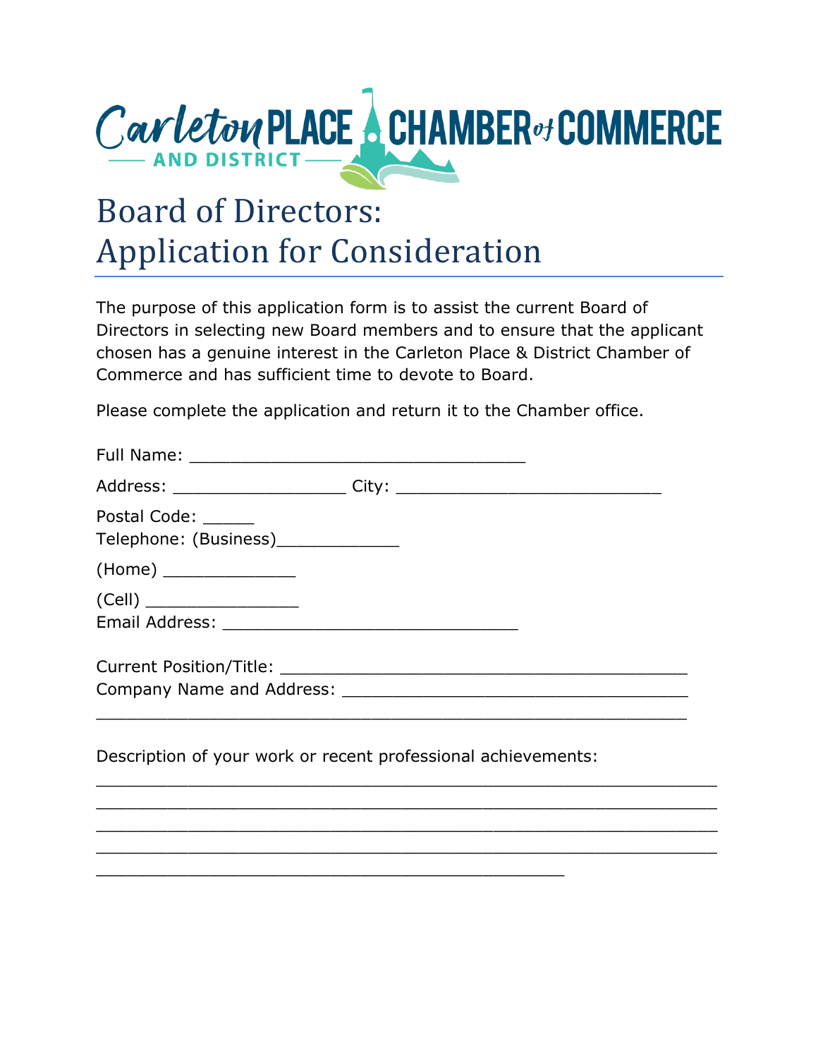Carleton Place and District Chamber of Commerce

# Board of Directors: Application for Consideration

The purpose of this application form is to assist the current Board of Directors in selecting new Board members and to ensure that the applicant chosen has a genuine interest in the Carleton Place & District Chamber of Commerce and has sufficient time to devote to Board.

Please complete the application and return it to the Chamber office.

Full Name: _________________________________

Address: _________________ City: __________________________

Postal Code: _____
Telephone: (Business)____________

(Home) _____________

(Cell) _______________
Email Address: _____________________________

Current Position/Title: _________________________________________
Company Name and Address: ___________________________________
__________________________________________________________

Description of your work or recent professional achievements:
_____________________________________________________________
_____________________________________________________________
_____________________________________________________________
_____________________________________________________________
______________________________________________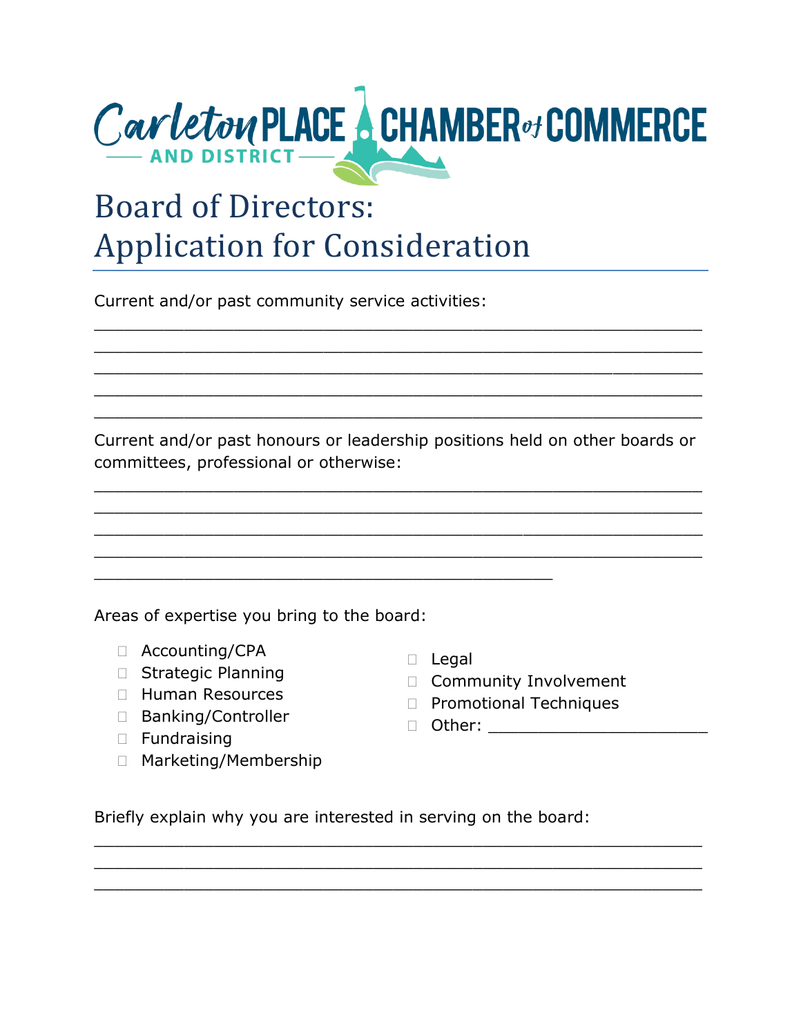# Board of Directors: Application for Consideration

Current and/or past community service activities:

\_\_\_\_\_\_\_\_\_\_\_\_\_\_\_\_\_\_\_\_\_\_\_\_\_\_\_\_\_\_\_\_\_\_\_\_\_\_\_\_\_\_\_\_\_\_\_\_\_\_\_\_\_\_\_\_\_\_\_\_

\_\_\_\_\_\_\_\_\_\_\_\_\_\_\_\_\_\_\_\_\_\_\_\_\_\_\_\_\_\_\_\_\_\_\_\_\_\_\_\_\_\_\_\_\_\_\_\_\_\_\_\_\_\_\_\_\_\_\_\_

\_\_\_\_\_\_\_\_\_\_\_\_\_\_\_\_\_\_\_\_\_\_\_\_\_\_\_\_\_\_\_\_\_\_\_\_\_\_\_\_\_\_\_\_\_\_\_\_\_\_\_\_\_\_\_\_\_\_\_\_

\_\_\_\_\_\_\_\_\_\_\_\_\_\_\_\_\_\_\_\_\_\_\_\_\_\_\_\_\_\_\_\_\_\_\_\_\_\_\_\_\_\_\_\_\_\_\_\_\_\_\_\_\_\_\_\_\_\_\_\_

\_\_\_\_\_\_\_\_\_\_\_\_\_\_\_\_\_\_\_\_\_\_\_\_\_\_\_\_\_\_\_\_\_\_\_\_\_\_\_\_\_\_\_\_\_\_\_\_\_\_\_\_\_\_\_\_\_\_\_\_

Current and/or past honours or leadership positions held on other boards or committees, professional or otherwise:

\_\_\_\_\_\_\_\_\_\_\_\_\_\_\_\_\_\_\_\_\_\_\_\_\_\_\_\_\_\_\_\_\_\_\_\_\_\_\_\_\_\_\_\_\_\_\_\_\_\_\_\_\_\_\_\_\_\_\_\_

\_\_\_\_\_\_\_\_\_\_\_\_\_\_\_\_\_\_\_\_\_\_\_\_\_\_\_\_\_\_\_\_\_\_\_\_\_\_\_\_\_\_\_\_\_\_\_\_\_\_\_\_\_\_\_\_\_\_\_\_

\_\_\_\_\_\_\_\_\_\_\_\_\_\_\_\_\_\_\_\_\_\_\_\_\_\_\_\_\_\_\_\_\_\_\_\_\_\_\_\_\_\_\_\_\_\_\_\_\_\_\_\_\_\_\_\_\_\_\_\_

\_\_\_\_\_\_\_\_\_\_\_\_\_\_\_\_\_\_\_\_\_\_\_\_\_\_\_\_\_\_\_\_\_\_\_\_\_\_\_\_\_\_\_\_\_\_\_\_\_\_\_\_\_\_\_\_\_\_\_\_

\_\_\_\_\_\_\_\_\_\_\_\_\_\_\_\_\_\_\_\_\_\_\_\_\_\_\_\_\_\_\_\_\_\_\_\_\_\_\_\_\_\_\_

Areas of expertise you bring to the board:

- ☐ Accounting/CPA
- ☐ Strategic Planning
- ☐ Human Resources
- ☐ Banking/Controller
- ☐ Fundraising
- ☐ Marketing/Membership
- ☐ Legal
- ☐ Community Involvement
- ☐ Promotional Techniques
- ☐ Other: \_\_\_\_\_\_\_\_\_\_\_\_\_\_\_\_\_\_\_\_\_\_

Briefly explain why you are interested in serving on the board:

\_\_\_\_\_\_\_\_\_\_\_\_\_\_\_\_\_\_\_\_\_\_\_\_\_\_\_\_\_\_\_\_\_\_\_\_\_\_\_\_\_\_\_\_\_\_\_\_\_\_\_\_\_\_\_\_\_\_\_\_

\_\_\_\_\_\_\_\_\_\_\_\_\_\_\_\_\_\_\_\_\_\_\_\_\_\_\_\_\_\_\_\_\_\_\_\_\_\_\_\_\_\_\_\_\_\_\_\_\_\_\_\_\_\_\_\_\_\_\_\_

\_\_\_\_\_\_\_\_\_\_\_\_\_\_\_\_\_\_\_\_\_\_\_\_\_\_\_\_\_\_\_\_\_\_\_\_\_\_\_\_\_\_\_\_\_\_\_\_\_\_\_\_\_\_\_\_\_\_\_\_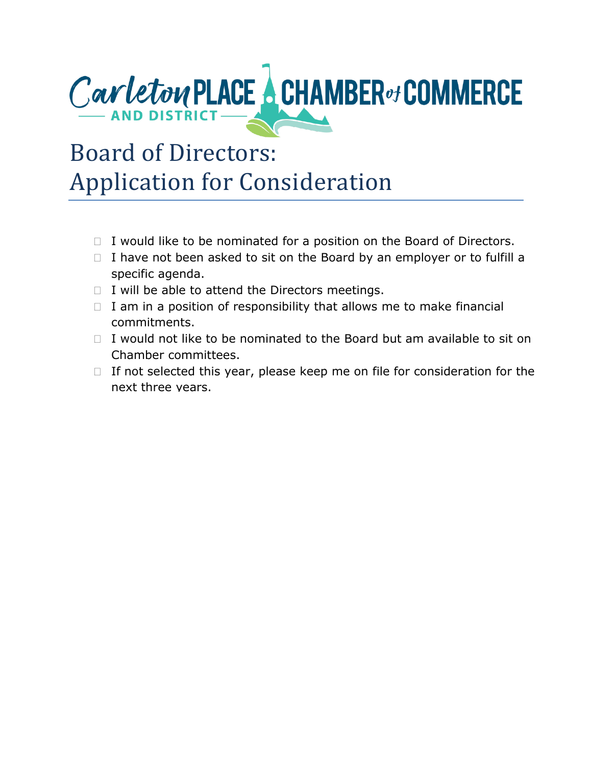Carleton PLACE AND DISTRICT CHAMBER of COMMERCE

# Board of Directors: Application for Consideration

- ☐ I would like to be nominated for a position on the Board of Directors.
- ☐ I have not been asked to sit on the Board by an employer or to fulfill a specific agenda.
- ☐ I will be able to attend the Directors meetings.
- ☐ I am in a position of responsibility that allows me to make financial commitments.
- ☐ I would not like to be nominated to the Board but am available to sit on Chamber committees.
- ☐ If not selected this year, please keep me on file for consideration for the next three years.